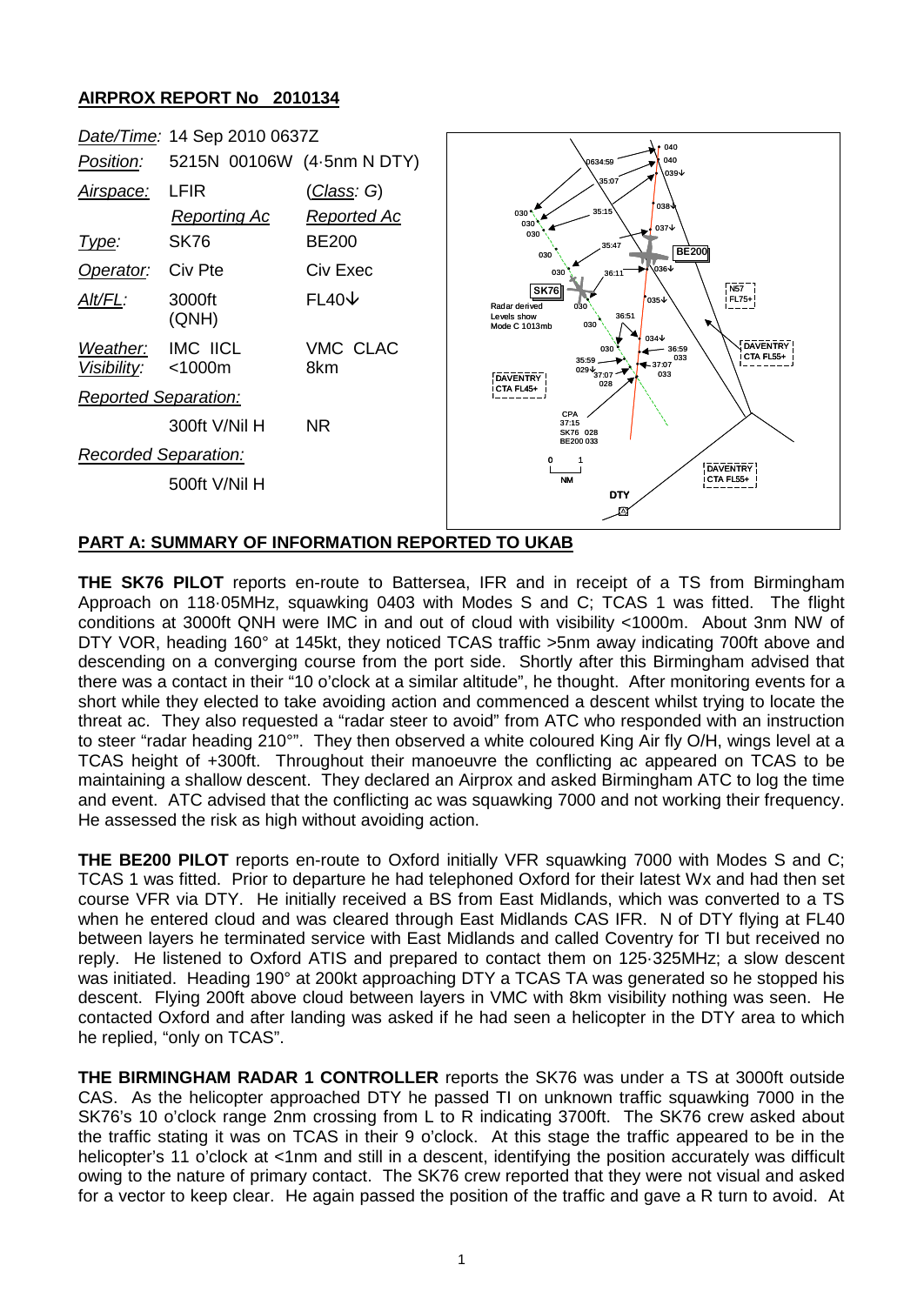**AIRPROX REPORT No 2010134**

| | | |
|---|---|---|
| *Date/Time:* | 14 Sep 2010 0637Z | |
| *Position:* | 5215N 00106W (4·5nm N DTY) | |
| *Airspace:* | LFIR | (*Class*: *G*) |
| | *Reporting Ac* | *Reported Ac* |
| *Type:* | SK76 | BE200 |
| *Operator:* | Civ Pte | Civ Exec |
| *Alt/FL:* | 3000ft (QNH) | FL40↓ |
| *Weather:* | IMC IICL | VMC CLAC |
| *Visibility:* | <1000m | 8km |
| *Reported Separation:* | | |
| | 300ft V/Nil H | NR |
| *Recorded Separation:* | | |
| | 500ft V/Nil H | |

**PART A: SUMMARY OF INFORMATION REPORTED TO UKAB**

**THE SK76 PILOT** reports en-route to Battersea, IFR and in receipt of a TS from Birmingham Approach on 118·05MHz, squawking 0403 with Modes S and C; TCAS 1 was fitted. The flight conditions at 3000ft QNH were IMC in and out of cloud with visibility <1000m. About 3nm NW of DTY VOR, heading 160° at 145kt, they noticed TCAS traffic >5nm away indicating 700ft above and descending on a converging course from the port side. Shortly after this Birmingham advised that there was a contact in their "10 o'clock at a similar altitude", he thought. After monitoring events for a short while they elected to take avoiding action and commenced a descent whilst trying to locate the threat ac. They also requested a "radar steer to avoid" from ATC who responded with an instruction to steer "radar heading 210°". They then observed a white coloured King Air fly O/H, wings level at a TCAS height of +300ft. Throughout their manoeuvre the conflicting ac appeared on TCAS to be maintaining a shallow descent. They declared an Airprox and asked Birmingham ATC to log the time and event. ATC advised that the conflicting ac was squawking 7000 and not working their frequency. He assessed the risk as high without avoiding action.

**THE BE200 PILOT** reports en-route to Oxford initially VFR squawking 7000 with Modes S and C; TCAS 1 was fitted. Prior to departure he had telephoned Oxford for their latest Wx and had then set course VFR via DTY. He initially received a BS from East Midlands, which was converted to a TS when he entered cloud and was cleared through East Midlands CAS IFR. N of DTY flying at FL40 between layers he terminated service with East Midlands and called Coventry for TI but received no reply. He listened to Oxford ATIS and prepared to contact them on 125·325MHz; a slow descent was initiated. Heading 190° at 200kt approaching DTY a TCAS TA was generated so he stopped his descent. Flying 200ft above cloud between layers in VMC with 8km visibility nothing was seen. He contacted Oxford and after landing was asked if he had seen a helicopter in the DTY area to which he replied, "only on TCAS".

**THE BIRMINGHAM RADAR 1 CONTROLLER** reports the SK76 was under a TS at 3000ft outside CAS. As the helicopter approached DTY he passed TI on unknown traffic squawking 7000 in the SK76's 10 o'clock range 2nm crossing from L to R indicating 3700ft. The SK76 crew asked about the traffic stating it was on TCAS in their 9 o'clock. At this stage the traffic appeared to be in the helicopter's 11 o'clock at <1nm and still in a descent, identifying the position accurately was difficult owing to the nature of primary contact. The SK76 crew reported that they were not visual and asked for a vector to keep clear. He again passed the position of the traffic and gave a R turn to avoid. At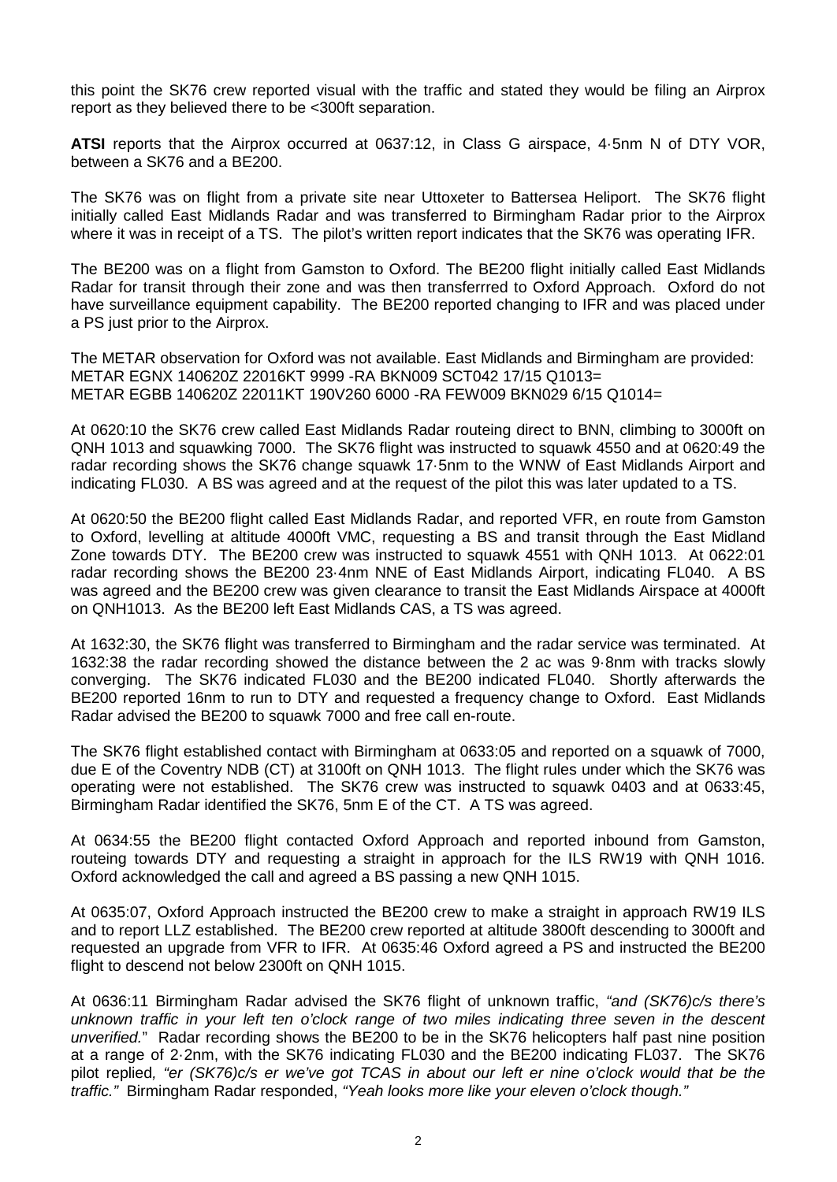this point the SK76 crew reported visual with the traffic and stated they would be filing an Airprox report as they believed there to be <300ft separation.

**ATSI** reports that the Airprox occurred at 0637:12, in Class G airspace, 4·5nm N of DTY VOR, between a SK76 and a BE200.

The SK76 was on flight from a private site near Uttoxeter to Battersea Heliport. The SK76 flight initially called East Midlands Radar and was transferred to Birmingham Radar prior to the Airprox where it was in receipt of a TS. The pilot's written report indicates that the SK76 was operating IFR.

The BE200 was on a flight from Gamston to Oxford. The BE200 flight initially called East Midlands Radar for transit through their zone and was then transferrred to Oxford Approach. Oxford do not have surveillance equipment capability. The BE200 reported changing to IFR and was placed under a PS just prior to the Airprox.

The METAR observation for Oxford was not available. East Midlands and Birmingham are provided:
METAR EGNX 140620Z 22016KT 9999 -RA BKN009 SCT042 17/15 Q1013=
METAR EGBB 140620Z 22011KT 190V260 6000 -RA FEW009 BKN029 6/15 Q1014=

At 0620:10 the SK76 crew called East Midlands Radar routeing direct to BNN, climbing to 3000ft on QNH 1013 and squawking 7000. The SK76 flight was instructed to squawk 4550 and at 0620:49 the radar recording shows the SK76 change squawk 17·5nm to the WNW of East Midlands Airport and indicating FL030. A BS was agreed and at the request of the pilot this was later updated to a TS.

At 0620:50 the BE200 flight called East Midlands Radar, and reported VFR, en route from Gamston to Oxford, levelling at altitude 4000ft VMC, requesting a BS and transit through the East Midland Zone towards DTY. The BE200 crew was instructed to squawk 4551 with QNH 1013. At 0622:01 radar recording shows the BE200 23·4nm NNE of East Midlands Airport, indicating FL040. A BS was agreed and the BE200 crew was given clearance to transit the East Midlands Airspace at 4000ft on QNH1013. As the BE200 left East Midlands CAS, a TS was agreed.

At 1632:30, the SK76 flight was transferred to Birmingham and the radar service was terminated. At 1632:38 the radar recording showed the distance between the 2 ac was 9·8nm with tracks slowly converging. The SK76 indicated FL030 and the BE200 indicated FL040. Shortly afterwards the BE200 reported 16nm to run to DTY and requested a frequency change to Oxford. East Midlands Radar advised the BE200 to squawk 7000 and free call en-route.

The SK76 flight established contact with Birmingham at 0633:05 and reported on a squawk of 7000, due E of the Coventry NDB (CT) at 3100ft on QNH 1013. The flight rules under which the SK76 was operating were not established. The SK76 crew was instructed to squawk 0403 and at 0633:45, Birmingham Radar identified the SK76, 5nm E of the CT. A TS was agreed.

At 0634:55 the BE200 flight contacted Oxford Approach and reported inbound from Gamston, routeing towards DTY and requesting a straight in approach for the ILS RW19 with QNH 1016. Oxford acknowledged the call and agreed a BS passing a new QNH 1015.

At 0635:07, Oxford Approach instructed the BE200 crew to make a straight in approach RW19 ILS and to report LLZ established. The BE200 crew reported at altitude 3800ft descending to 3000ft and requested an upgrade from VFR to IFR. At 0635:46 Oxford agreed a PS and instructed the BE200 flight to descend not below 2300ft on QNH 1015.

At 0636:11 Birmingham Radar advised the SK76 flight of unknown traffic, *"and (SK76)c/s there's unknown traffic in your left ten o'clock range of two miles indicating three seven in the descent unverified."* Radar recording shows the BE200 to be in the SK76 helicopters half past nine position at a range of 2·2nm, with the SK76 indicating FL030 and the BE200 indicating FL037. The SK76 pilot replied, *"er (SK76)c/s er we've got TCAS in about our left er nine o'clock would that be the traffic."* Birmingham Radar responded, *"Yeah looks more like your eleven o'clock though."*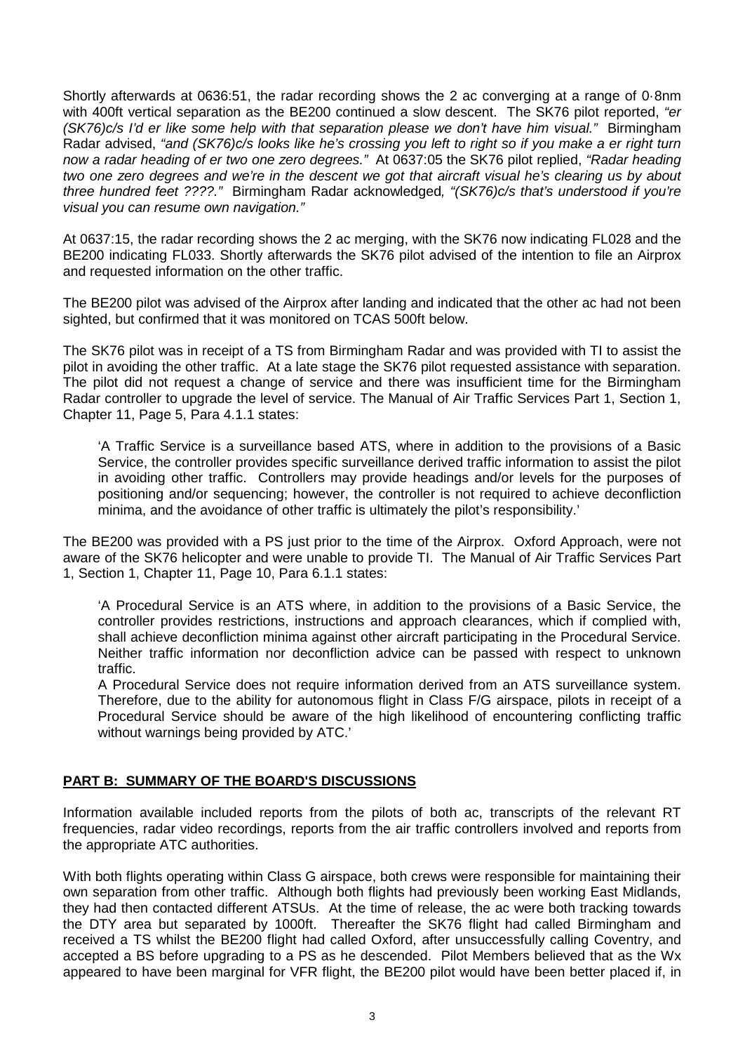Shortly afterwards at 0636:51, the radar recording shows the 2 ac converging at a range of 0·8nm with 400ft vertical separation as the BE200 continued a slow descent. The SK76 pilot reported, *"er (SK76)c/s I'd er like some help with that separation please we don't have him visual."* Birmingham Radar advised, *"and (SK76)c/s looks like he's crossing you left to right so if you make a er right turn now a radar heading of er two one zero degrees."* At 0637:05 the SK76 pilot replied, *"Radar heading two one zero degrees and we're in the descent we got that aircraft visual he's clearing us by about three hundred feet ????."* Birmingham Radar acknowledged, *"(SK76)c/s that's understood if you're visual you can resume own navigation."*

At 0637:15, the radar recording shows the 2 ac merging, with the SK76 now indicating FL028 and the BE200 indicating FL033. Shortly afterwards the SK76 pilot advised of the intention to file an Airprox and requested information on the other traffic.

The BE200 pilot was advised of the Airprox after landing and indicated that the other ac had not been sighted, but confirmed that it was monitored on TCAS 500ft below.

The SK76 pilot was in receipt of a TS from Birmingham Radar and was provided with TI to assist the pilot in avoiding the other traffic. At a late stage the SK76 pilot requested assistance with separation. The pilot did not request a change of service and there was insufficient time for the Birmingham Radar controller to upgrade the level of service. The Manual of Air Traffic Services Part 1, Section 1, Chapter 11, Page 5, Para 4.1.1 states:

> 'A Traffic Service is a surveillance based ATS, where in addition to the provisions of a Basic Service, the controller provides specific surveillance derived traffic information to assist the pilot in avoiding other traffic. Controllers may provide headings and/or levels for the purposes of positioning and/or sequencing; however, the controller is not required to achieve deconfliction minima, and the avoidance of other traffic is ultimately the pilot's responsibility.'

The BE200 was provided with a PS just prior to the time of the Airprox. Oxford Approach, were not aware of the SK76 helicopter and were unable to provide TI. The Manual of Air Traffic Services Part 1, Section 1, Chapter 11, Page 10, Para 6.1.1 states:

> 'A Procedural Service is an ATS where, in addition to the provisions of a Basic Service, the controller provides restrictions, instructions and approach clearances, which if complied with, shall achieve deconfliction minima against other aircraft participating in the Procedural Service. Neither traffic information nor deconfliction advice can be passed with respect to unknown traffic.
>
> A Procedural Service does not require information derived from an ATS surveillance system. Therefore, due to the ability for autonomous flight in Class F/G airspace, pilots in receipt of a Procedural Service should be aware of the high likelihood of encountering conflicting traffic without warnings being provided by ATC.'

## PART B: SUMMARY OF THE BOARD'S DISCUSSIONS

Information available included reports from the pilots of both ac, transcripts of the relevant RT frequencies, radar video recordings, reports from the air traffic controllers involved and reports from the appropriate ATC authorities.

With both flights operating within Class G airspace, both crews were responsible for maintaining their own separation from other traffic. Although both flights had previously been working East Midlands, they had then contacted different ATSUs. At the time of release, the ac were both tracking towards the DTY area but separated by 1000ft. Thereafter the SK76 flight had called Birmingham and received a TS whilst the BE200 flight had called Oxford, after unsuccessfully calling Coventry, and accepted a BS before upgrading to a PS as he descended. Pilot Members believed that as the Wx appeared to have been marginal for VFR flight, the BE200 pilot would have been better placed if, in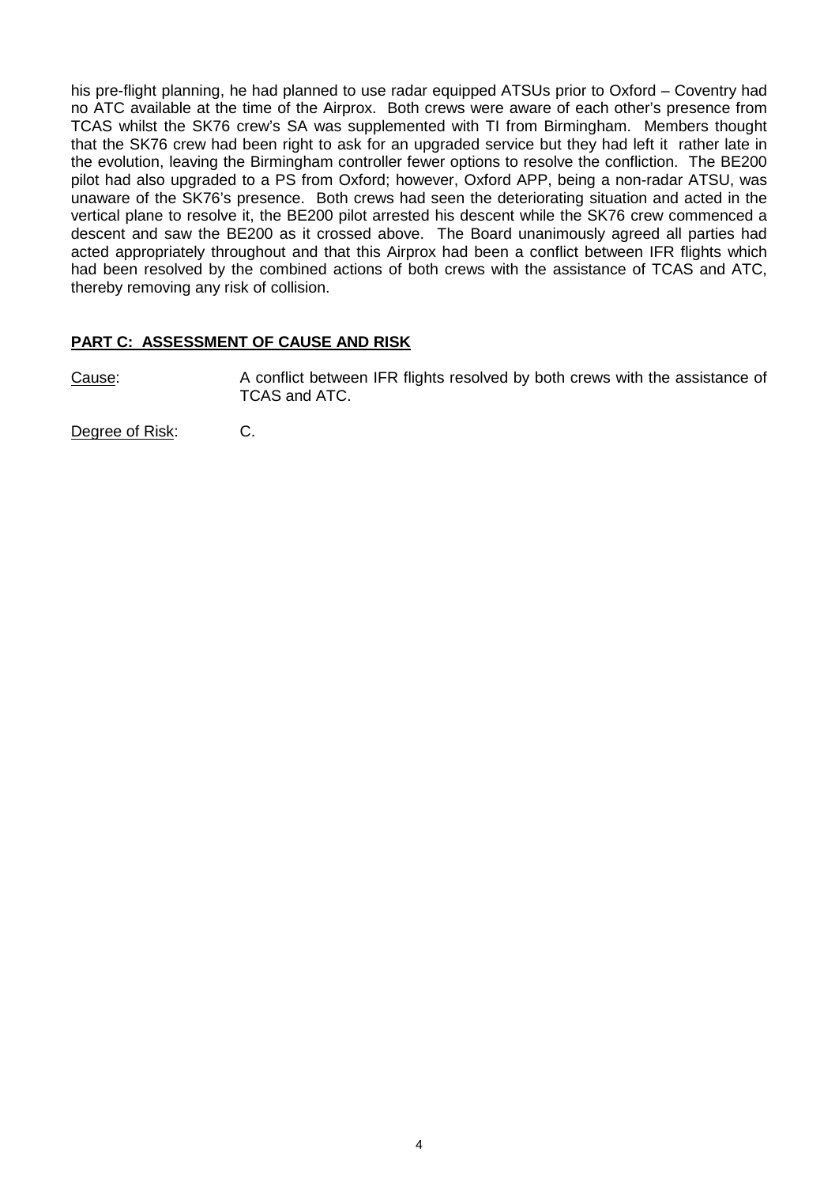his pre-flight planning, he had planned to use radar equipped ATSUs prior to Oxford – Coventry had no ATC available at the time of the Airprox. Both crews were aware of each other's presence from TCAS whilst the SK76 crew's SA was supplemented with TI from Birmingham. Members thought that the SK76 crew had been right to ask for an upgraded service but they had left it rather late in the evolution, leaving the Birmingham controller fewer options to resolve the confliction. The BE200 pilot had also upgraded to a PS from Oxford; however, Oxford APP, being a non-radar ATSU, was unaware of the SK76's presence. Both crews had seen the deteriorating situation and acted in the vertical plane to resolve it, the BE200 pilot arrested his descent while the SK76 crew commenced a descent and saw the BE200 as it crossed above. The Board unanimously agreed all parties had acted appropriately throughout and that this Airprox had been a conflict between IFR flights which had been resolved by the combined actions of both crews with the assistance of TCAS and ATC, thereby removing any risk of collision.

## PART C: ASSESSMENT OF CAUSE AND RISK

Cause: A conflict between IFR flights resolved by both crews with the assistance of TCAS and ATC.

Degree of Risk: C.